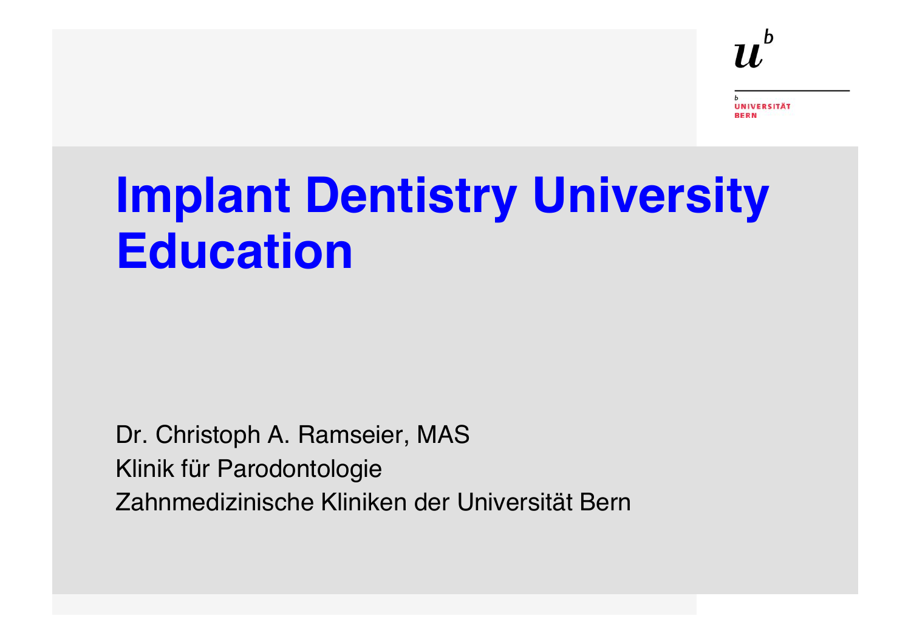# Implant Dentistry University Education

Dr. Christoph A. Ramseier, MAS

Klinik für Parodontologie

Zahnmedizinische Kliniken der Universität Bern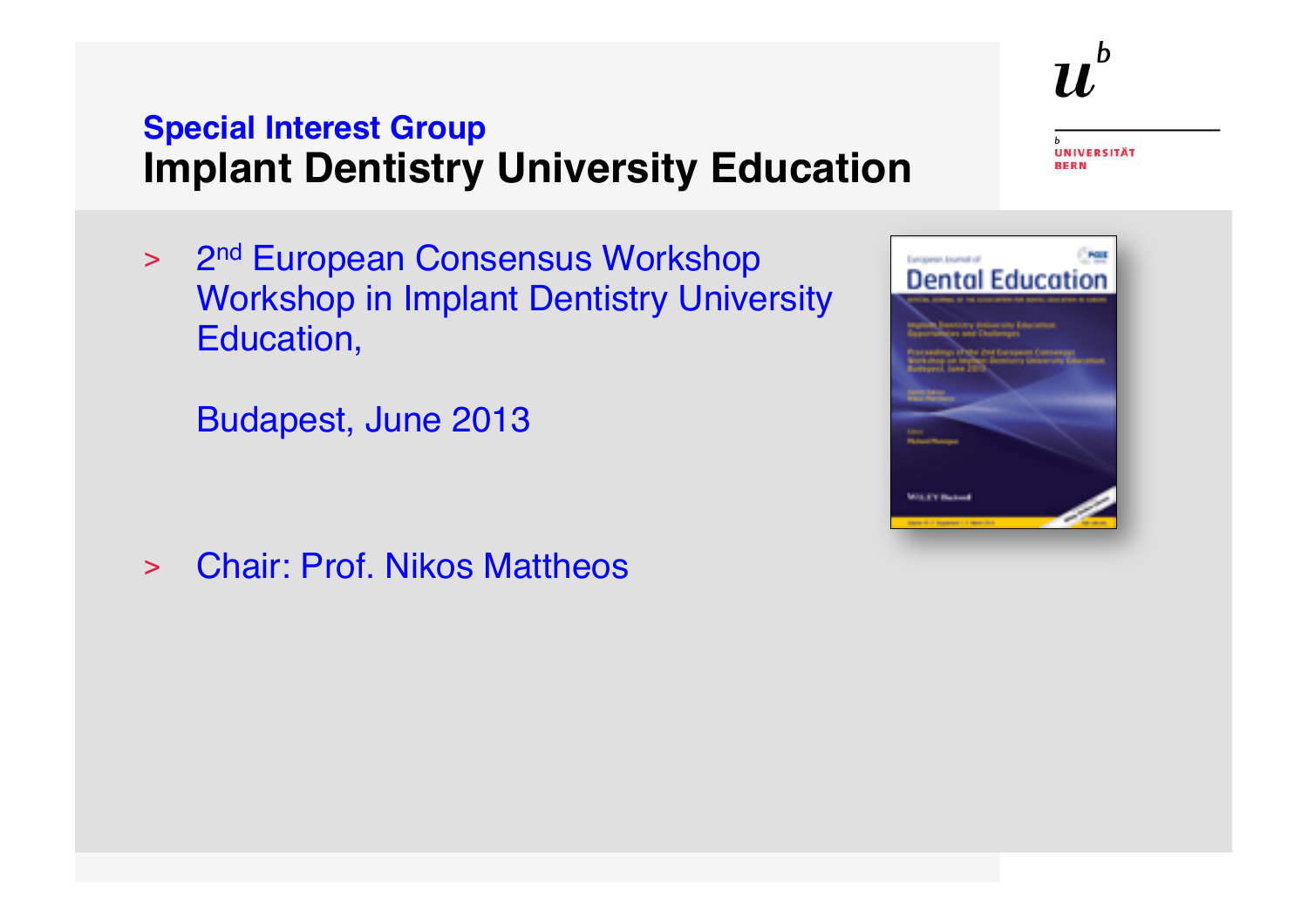## Special Interest Group
# Implant Dentistry University Education

- 2nd European Consensus Workshop Workshop in Implant Dentistry University Education,

  Budapest, June 2013

- Chair: Prof. Nikos Mattheos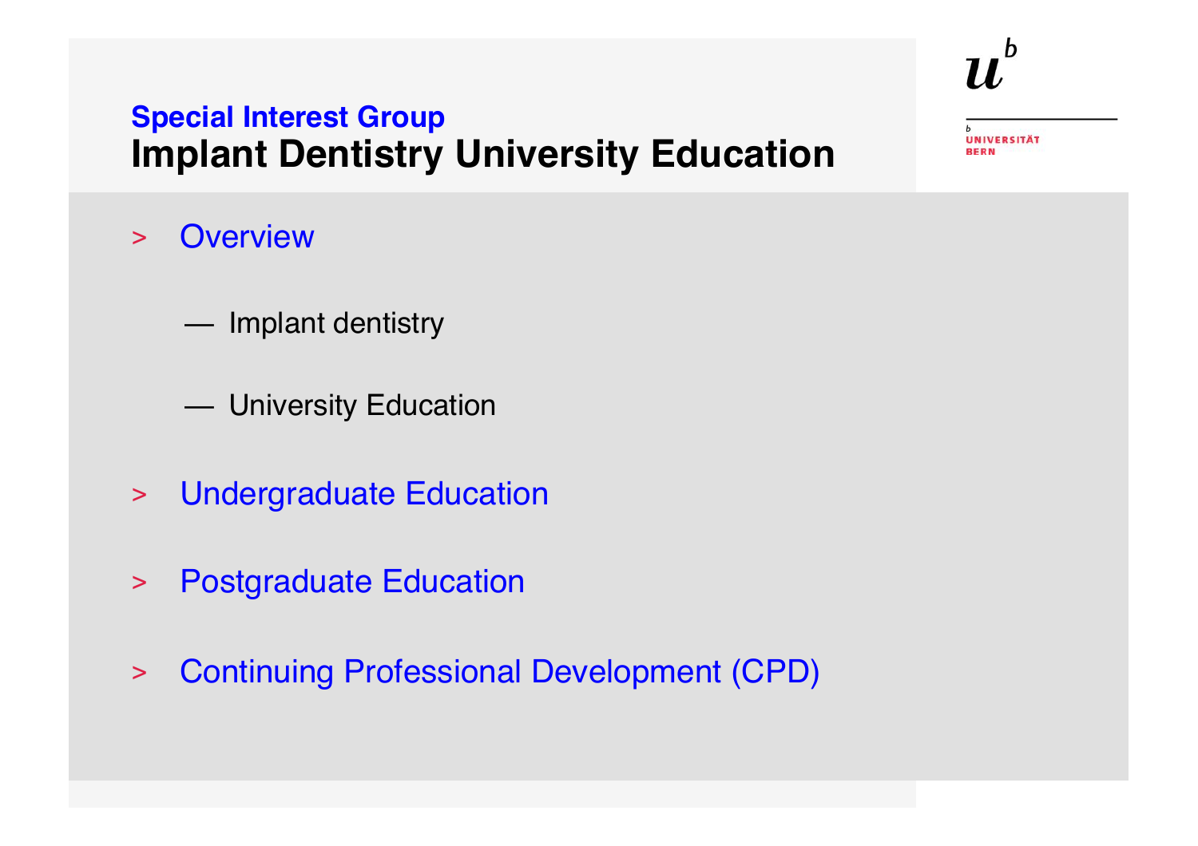## Special Interest Group

# Implant Dentistry University Education

- Overview
  - Implant dentistry
  - University Education
- Undergraduate Education
- Postgraduate Education
- Continuing Professional Development (CPD)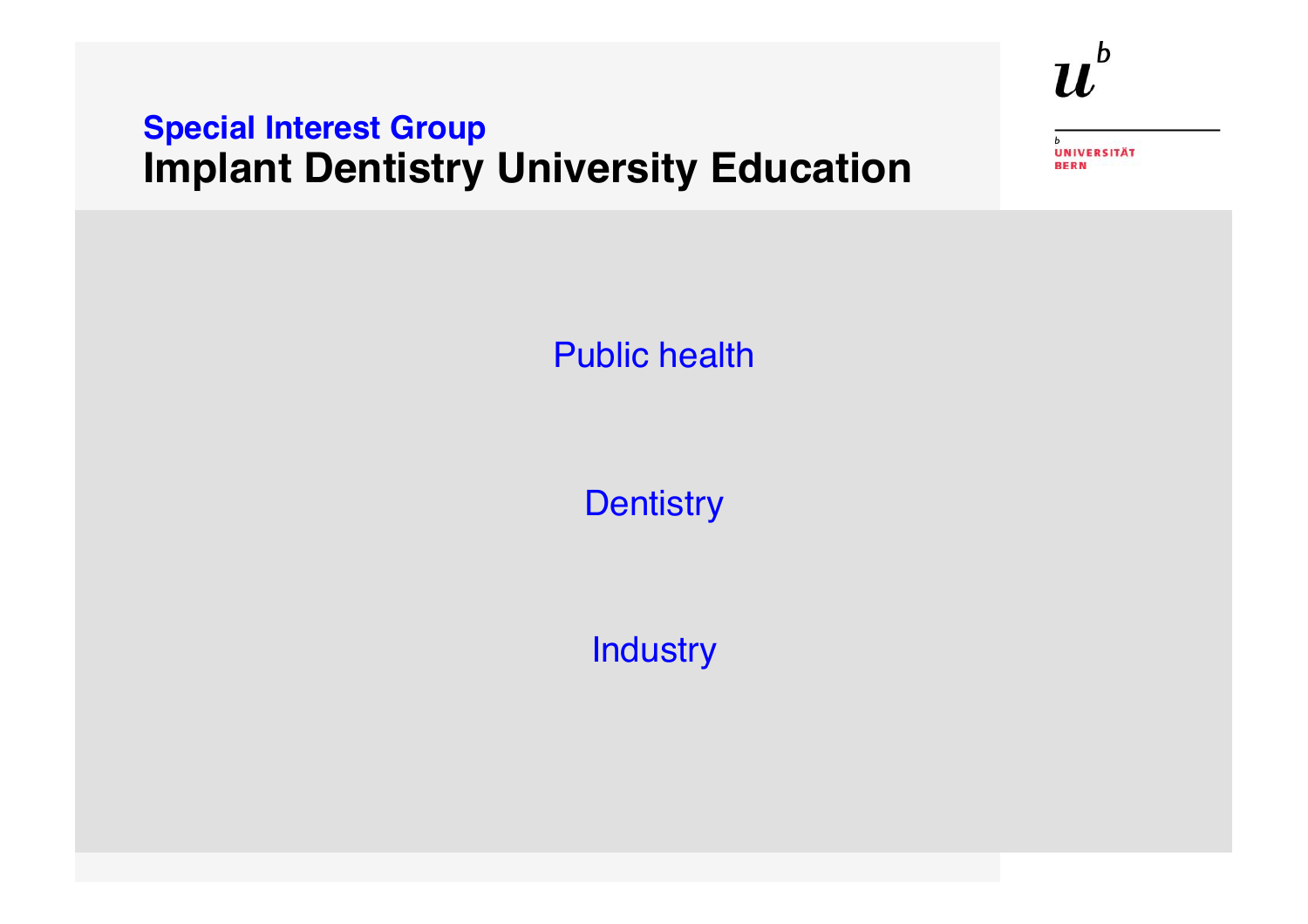**Special Interest Group**

# Implant Dentistry University Education

u[b]

UNIVERSITÄT BERN

Public health

Dentistry

Industry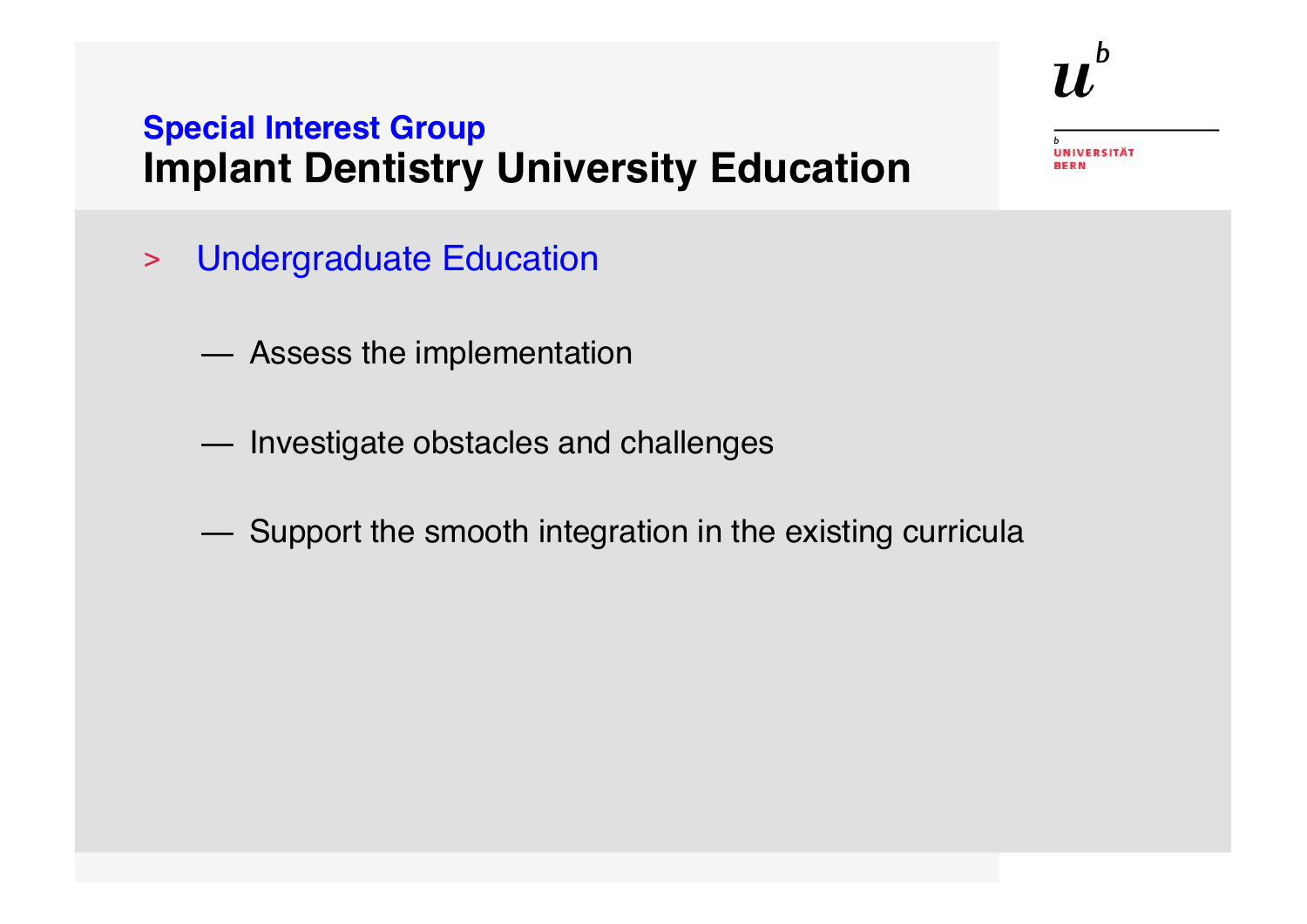## Special Interest Group

# Implant Dentistry University Education

- Undergraduate Education

  — Assess the implementation

  — Investigate obstacles and challenges

  — Support the smooth integration in the existing curricula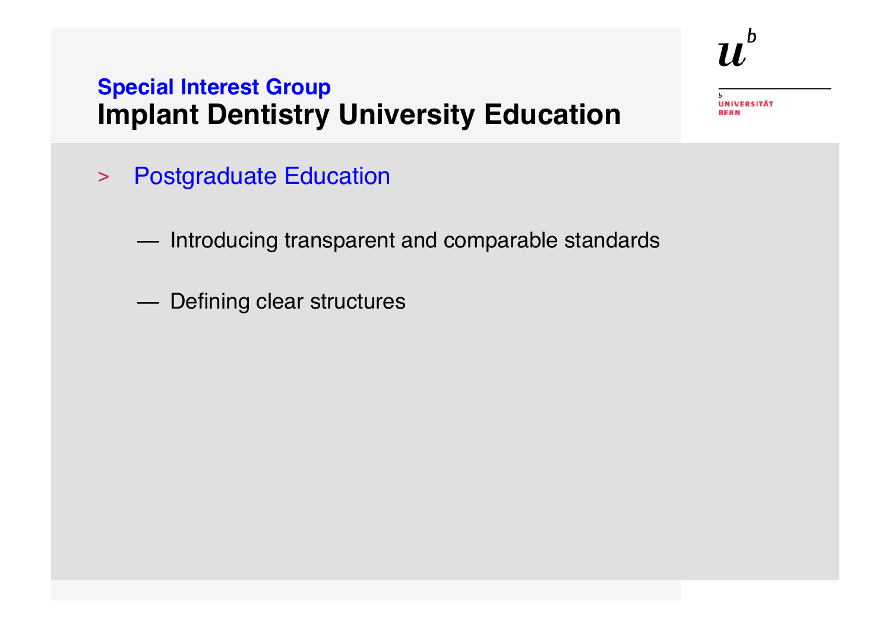**Special Interest Group**

# Implant Dentistry University Education

- Postgraduate Education

  - Introducing transparent and comparable standards

  - Defining clear structures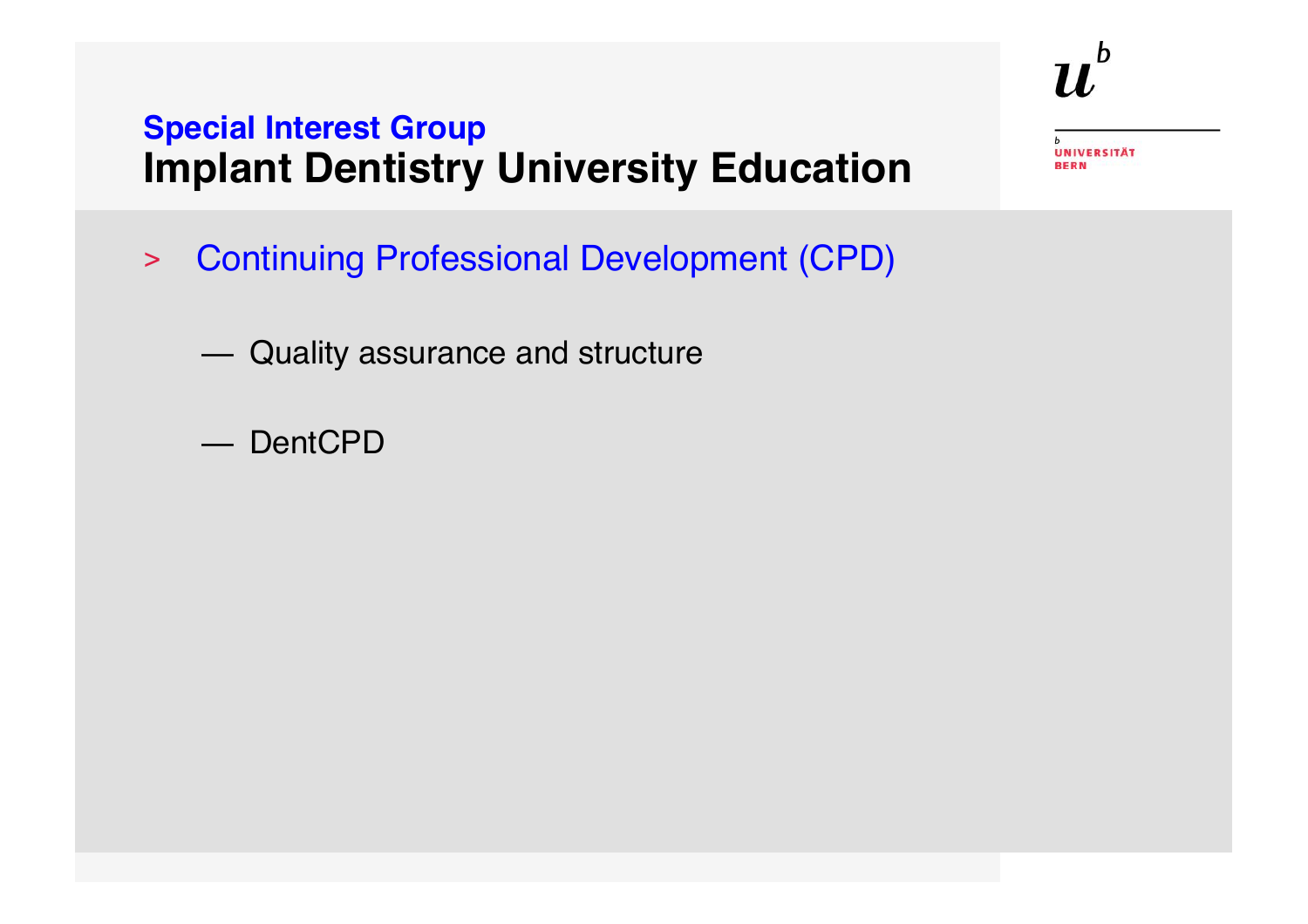## Special Interest Group
# Implant Dentistry University Education

- Continuing Professional Development (CPD)

  - Quality assurance and structure

  - DentCPD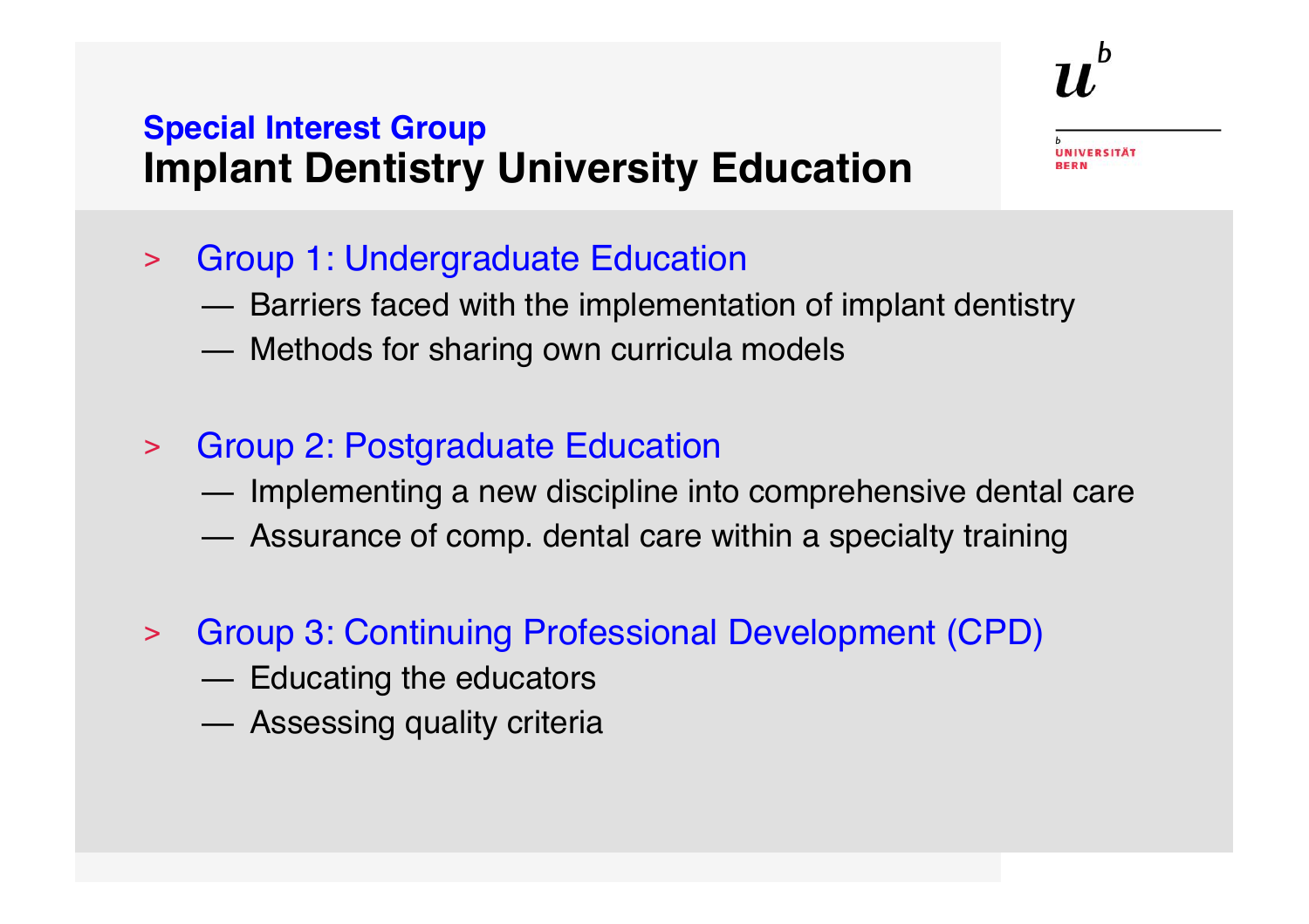## Special Interest Group

# Implant Dentistry University Education

UNIVERSITÄT BERN

- Group 1: Undergraduate Education
  - Barriers faced with the implementation of implant dentistry
  - Methods for sharing own curricula models
- Group 2: Postgraduate Education
  - Implementing a new discipline into comprehensive dental care
  - Assurance of comp. dental care within a specialty training
- Group 3: Continuing Professional Development (CPD)
  - Educating the educators
  - Assessing quality criteria